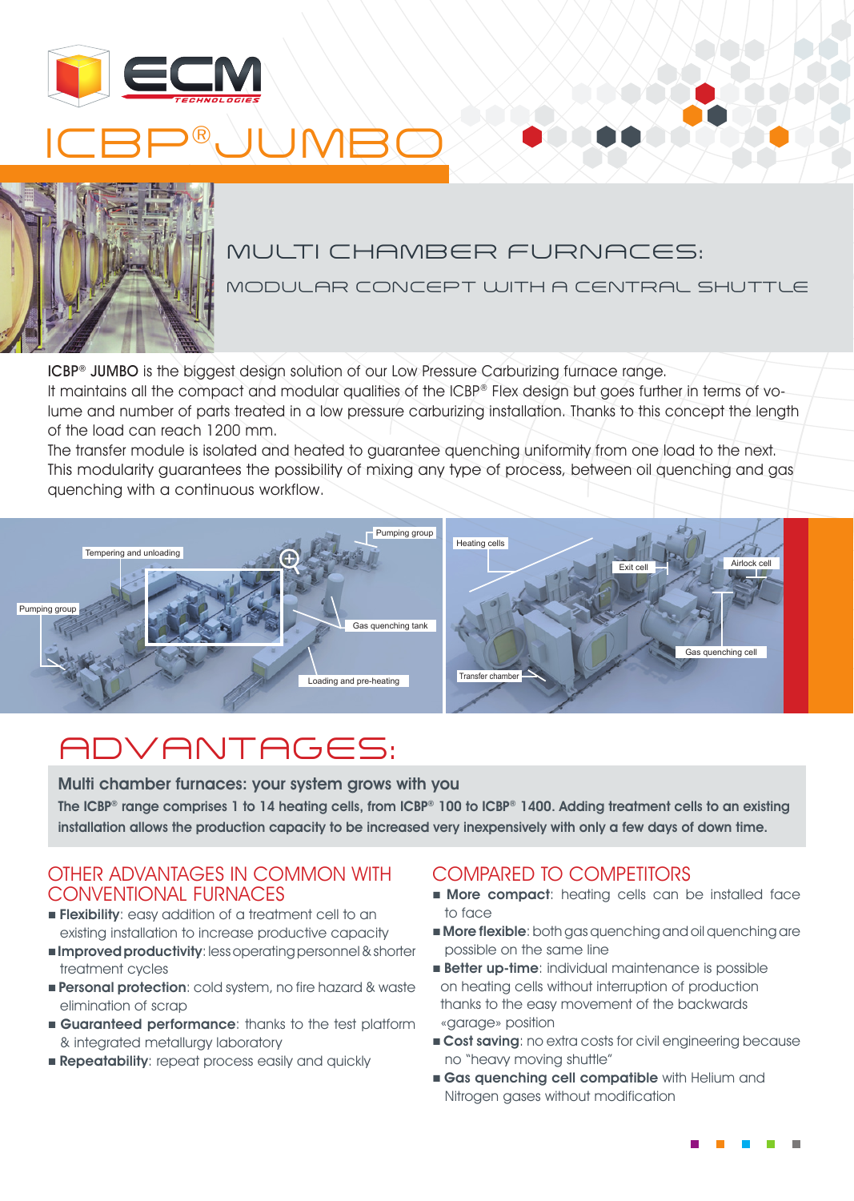# ICBP® JUMBO

## MULTI CHAMBER FURNACES:

### MODULAR CONCEPT WITH A CENTRAL SHUTTLE

ICBP® JUMBO is the biggest design solution of our Low Pressure Carburizing furnace range.
It maintains all the compact and modular qualities of the ICBP® Flex design but goes further in terms of volume and number of parts treated in a low pressure carburizing installation. Thanks to this concept the length of the load can reach 1200 mm.
The transfer module is isolated and heated to guarantee quenching uniformity from one load to the next.
This modularity guarantees the possibility of mixing any type of process, between oil quenching and gas quenching with a continuous workflow.

Tempering and unloading
Pumping group
Pumping group
Gas quenching tank
Loading and pre-heating

Heating cells
Exit cell
Airlock cell
Gas quenching cell
Transfer chamber

## ADVANTAGES:

**Multi chamber furnaces: your system grows with you**

**The ICBP® range comprises 1 to 14 heating cells, from ICBP® 100 to ICBP® 1400. Adding treatment cells to an existing installation allows the production capacity to be increased very inexpensively with only a few days of down time.**

### OTHER ADVANTAGES IN COMMON WITH CONVENTIONAL FURNACES

- **Flexibility**: easy addition of a treatment cell to an existing installation to increase productive capacity
- **Improved productivity**: less operating personnel & shorter treatment cycles
- **Personal protection**: cold system, no fire hazard & waste elimination of scrap
- **Guaranteed performance**: thanks to the test platform & integrated metallurgy laboratory
- **Repeatability**: repeat process easily and quickly

### COMPARED TO COMPETITORS

- **More compact**: heating cells can be installed face to face
- **More flexible**: both gas quenching and oil quenching are possible on the same line
- **Better up-time**: individual maintenance is possible on heating cells without interruption of production thanks to the easy movement of the backwards «garage» position
- **Cost saving**: no extra costs for civil engineering because no "heavy moving shuttle"
- **Gas quenching cell compatible** with Helium and Nitrogen gases without modification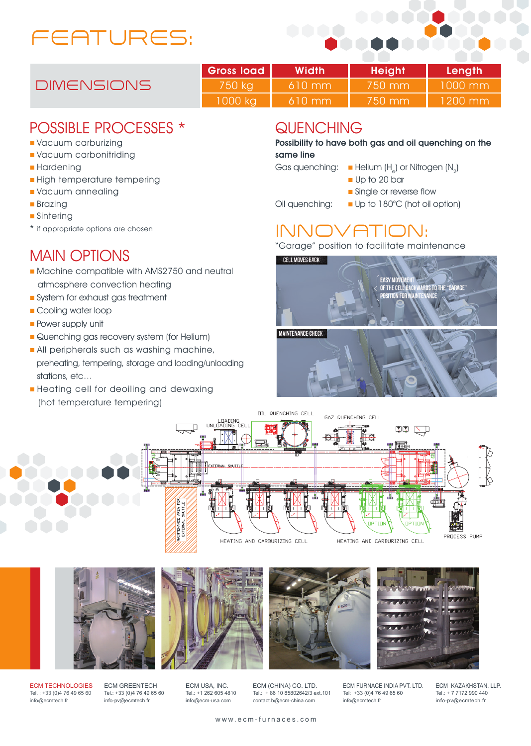# FEATURES:

| DIMENSIONS | Gross load | Width | Height | Length |
|---|---|---|---|---|
| | 750 kg | 610 mm | 750 mm | 1000 mm |
| | 1000 kg | 610 mm | 750 mm | 1200 mm |

## POSSIBLE PROCESSES *

- Vacuum carburizing
- Vacuum carbonitriding
- Hardening
- High temperature tempering
- Vacuum annealing
- Brazing
- Sintering

* if appropriate options are chosen

## MAIN OPTIONS

- Machine compatible with AMS2750 and neutral atmosphere convection heating
- System for exhaust gas treatment
- Cooling water loop
- Power supply unit
- Quenching gas recovery system (for Helium)
- All peripherals such as washing machine, preheating, tempering, storage and loading/unloading stations, etc…
- Heating cell for deoiling and dewaxing (hot temperature tempering)

## QUENCHING

**Possibility to have both gas and oil quenching on the same line**

Gas quenching:
- Helium ($H_e$) or Nitrogen ($N_2$)
- Up to 20 bar
- Single or reverse flow

Oil quenching:
- Up to 180°C (hot oil option)

## INNOVATION:

"Garage" position to facilitate maintenance

CELL MOVES BACK

EASY MOVEMENT
OF THE CELL BACKWARDS TO THE "GARAGE" POSITION FOR MAINTENANCE

MAINTENANCE CHECK

OIL QUENCHING CELL
GAZ QUENCHING CELL
LOADING UNLOADING CELL
EXTERNAL SHUTTLE
MAINTENANCE AREA FOR EXTERNAL SHUTTLE
OPTION
OPTION
HEATING AND CARBURIZING CELL
HEATING AND CARBURIZING CELL
PROCESS PUMP

ECM TECHNOLOGIES
Tel. : +33 (0)4 76 49 65 60
info@ecmtech.fr

ECM GREENTECH
Tel.: +33 (0)4 76 49 65 60
info-pv@ecmtech.fr

ECM USA, INC.
Tel.: +1 262 605 4810
info@ecm-usa.com

ECM (CHINA) CO. LTD.
Tel.: + 86 10 85802642/3 ext.101
contact.b@ecm-china.com

ECM FURNACE INDIA PVT. LTD.
Tel: +33 (0)4 76 49 65 60
info@ecmtech.fr

ECM KAZAKHSTAN. LLP.
Tel.: + 7 7172 990 440
info-pv@ecmtech.fr

www.ecm-furnaces.com